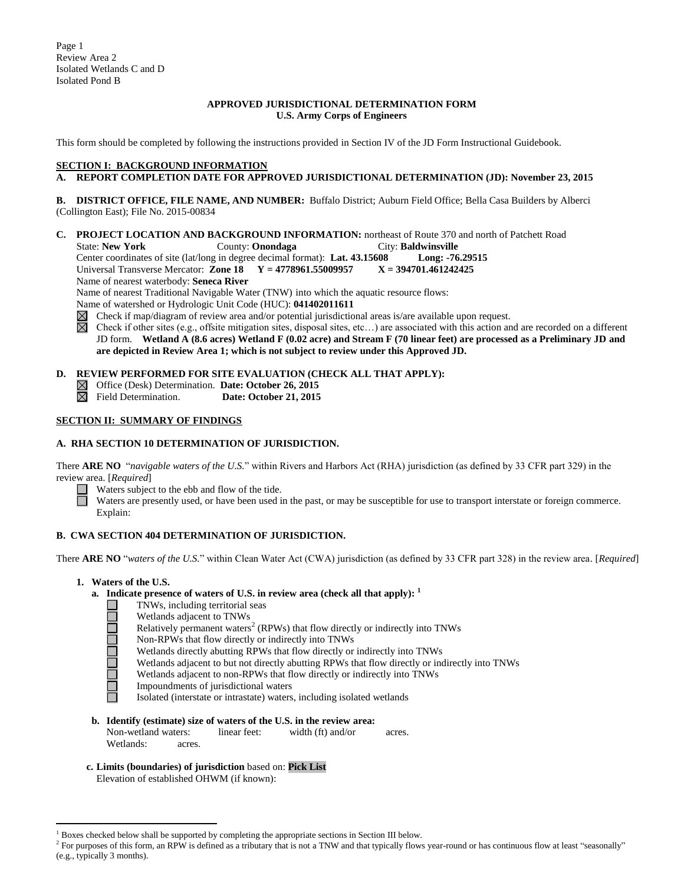Page 1
Review Area 2
Isolated Wetlands C and D
Isolated Pond B

**APPROVED JURISDICTIONAL DETERMINATION FORM**
**U.S. Army Corps of Engineers**

This form should be completed by following the instructions provided in Section IV of the JD Form Instructional Guidebook.

## SECTION I: BACKGROUND INFORMATION

**A. REPORT COMPLETION DATE FOR APPROVED JURISDICTIONAL DETERMINATION (JD): November 23, 2015**

**B. DISTRICT OFFICE, FILE NAME, AND NUMBER:** Buffalo District; Auburn Field Office; Bella Casa Builders by Alberci (Collington East); File No. 2015-00834

**C. PROJECT LOCATION AND BACKGROUND INFORMATION:** northeast of Route 370 and north of Patchett Road
State: **New York** County: **Onondaga** City: **Baldwinsville**
Center coordinates of site (lat/long in degree decimal format): **Lat. 43.15608 Long: -76.29515**
Universal Transverse Mercator: **Zone 18 Y = 4778961.55009957 X = 394701.461242425**
Name of nearest waterbody: **Seneca River**
Name of nearest Traditional Navigable Water (TNW) into which the aquatic resource flows:
Name of watershed or Hydrologic Unit Code (HUC): **041402011611**

☒ Check if map/diagram of review area and/or potential jurisdictional areas is/are available upon request.
☒ Check if other sites (e.g., offsite mitigation sites, disposal sites, etc…) are associated with this action and are recorded on a different JD form. **Wetland A (8.6 acres) Wetland F (0.02 acre) and Stream F (70 linear feet) are processed as a Preliminary JD and are depicted in Review Area 1; which is not subject to review under this Approved JD.**

**D. REVIEW PERFORMED FOR SITE EVALUATION (CHECK ALL THAT APPLY):**
☒ Office (Desk) Determination. **Date: October 26, 2015**
☒ Field Determination. **Date: October 21, 2015**

## SECTION II: SUMMARY OF FINDINGS

**A. RHA SECTION 10 DETERMINATION OF JURISDICTION.**

There **ARE NO** "*navigable waters of the U.S.*" within Rivers and Harbors Act (RHA) jurisdiction (as defined by 33 CFR part 329) in the review area. [*Required*]

☐ Waters subject to the ebb and flow of the tide.
☐ Waters are presently used, or have been used in the past, or may be susceptible for use to transport interstate or foreign commerce. Explain:

**B. CWA SECTION 404 DETERMINATION OF JURISDICTION.**

There **ARE NO** "*waters of the U.S.*" within Clean Water Act (CWA) jurisdiction (as defined by 33 CFR part 328) in the review area. [*Required*]

**1. Waters of the U.S.**

**a. Indicate presence of waters of U.S. in review area (check all that apply):** [1]

☐ TNWs, including territorial seas
☐ Wetlands adjacent to TNWs
☐ Relatively permanent waters[2] (RPWs) that flow directly or indirectly into TNWs
☐ Non-RPWs that flow directly or indirectly into TNWs
☐ Wetlands directly abutting RPWs that flow directly or indirectly into TNWs
☐ Wetlands adjacent to but not directly abutting RPWs that flow directly or indirectly into TNWs
☐ Wetlands adjacent to non-RPWs that flow directly or indirectly into TNWs
☐ Impoundments of jurisdictional waters
☐ Isolated (interstate or intrastate) waters, including isolated wetlands

**b. Identify (estimate) size of waters of the U.S. in the review area:**
Non-wetland waters: linear feet: width (ft) and/or acres.
Wetlands: acres.

**c. Limits (boundaries) of jurisdiction** based on: **Pick List**
Elevation of established OHWM (if known):

---

[1] Boxes checked below shall be supported by completing the appropriate sections in Section III below.
[2] For purposes of this form, an RPW is defined as a tributary that is not a TNW and that typically flows year-round or has continuous flow at least "seasonally" (e.g., typically 3 months).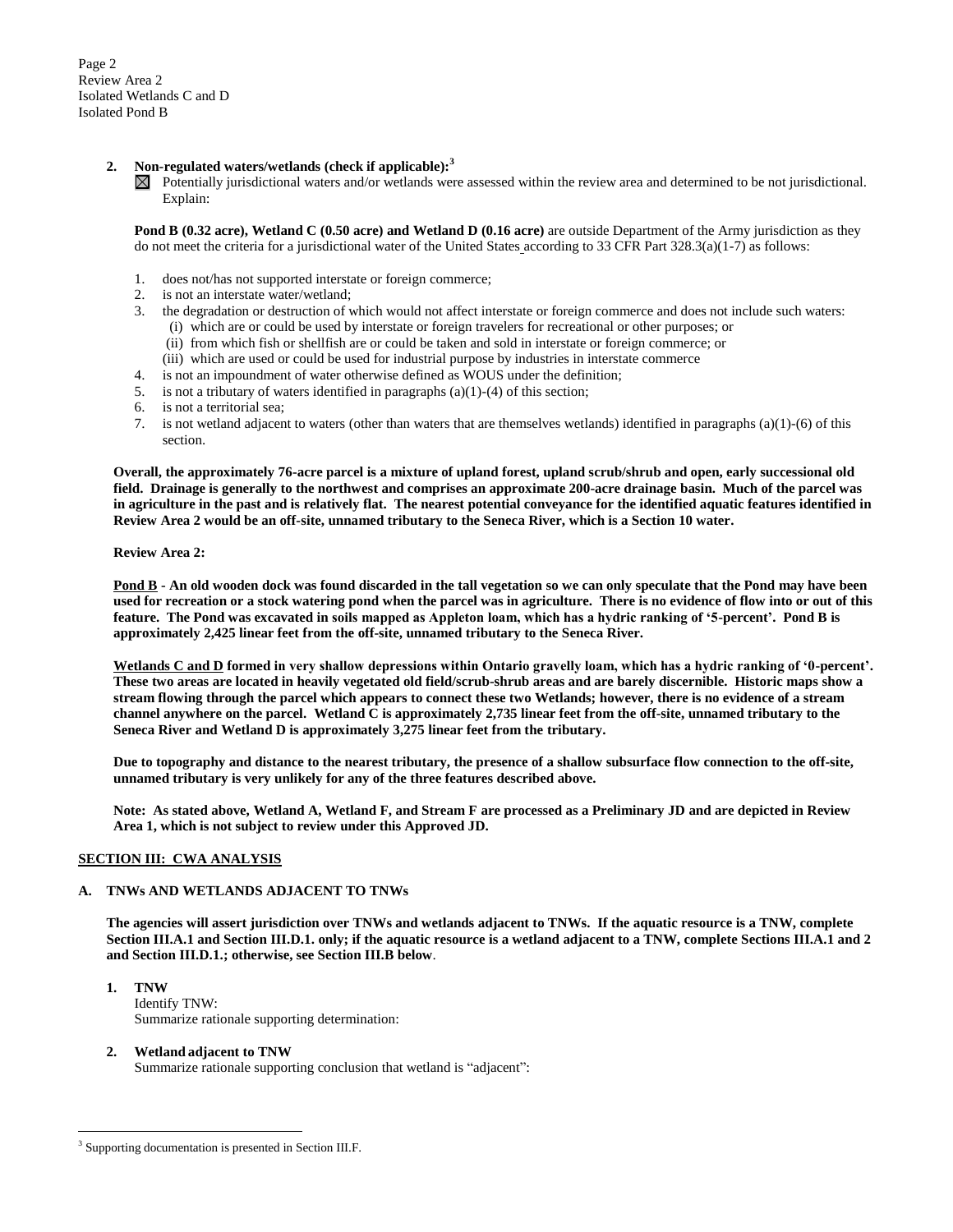**2. Non-regulated waters/wetlands (check if applicable):**[3]

☒ Potentially jurisdictional waters and/or wetlands were assessed within the review area and determined to be not jurisdictional. Explain:

**Pond B (0.32 acre), Wetland C (0.50 acre) and Wetland D (0.16 acre)** are outside Department of the Army jurisdiction as they do not meet the criteria for a jurisdictional water of the United States according to 33 CFR Part 328.3(a)(1-7) as follows:

1. does not/has not supported interstate or foreign commerce;
2. is not an interstate water/wetland;
3. the degradation or destruction of which would not affect interstate or foreign commerce and does not include such waters:
   (i) which are or could be used by interstate or foreign travelers for recreational or other purposes; or
   (ii) from which fish or shellfish are or could be taken and sold in interstate or foreign commerce; or
   (iii) which are used or could be used for industrial purpose by industries in interstate commerce
4. is not an impoundment of water otherwise defined as WOUS under the definition;
5. is not a tributary of waters identified in paragraphs (a)(1)-(4) of this section;
6. is not a territorial sea;
7. is not wetland adjacent to waters (other than waters that are themselves wetlands) identified in paragraphs (a)(1)-(6) of this section.

**Overall, the approximately 76-acre parcel is a mixture of upland forest, upland scrub/shrub and open, early successional old field. Drainage is generally to the northwest and comprises an approximate 200-acre drainage basin. Much of the parcel was in agriculture in the past and is relatively flat. The nearest potential conveyance for the identified aquatic features identified in Review Area 2 would be an off-site, unnamed tributary to the Seneca River, which is a Section 10 water.**

**Review Area 2:**

**<u>Pond B</u> - An old wooden dock was found discarded in the tall vegetation so we can only speculate that the Pond may have been used for recreation or a stock watering pond when the parcel was in agriculture. There is no evidence of flow into or out of this feature. The Pond was excavated in soils mapped as Appleton loam, which has a hydric ranking of '5-percent'. Pond B is approximately 2,425 linear feet from the off-site, unnamed tributary to the Seneca River.**

**<u>Wetlands C and D</u> formed in very shallow depressions within Ontario gravelly loam, which has a hydric ranking of '0-percent'. These two areas are located in heavily vegetated old field/scrub-shrub areas and are barely discernible. Historic maps show a stream flowing through the parcel which appears to connect these two Wetlands; however, there is no evidence of a stream channel anywhere on the parcel. Wetland C is approximately 2,735 linear feet from the off-site, unnamed tributary to the Seneca River and Wetland D is approximately 3,275 linear feet from the tributary.**

**Due to topography and distance to the nearest tributary, the presence of a shallow subsurface flow connection to the off-site, unnamed tributary is very unlikely for any of the three features described above.**

**Note: As stated above, Wetland A, Wetland F, and Stream F are processed as a Preliminary JD and are depicted in Review Area 1, which is not subject to review under this Approved JD.**

## <u>SECTION III: CWA ANALYSIS</u>

### A. TNWs AND WETLANDS ADJACENT TO TNWs

**The agencies will assert jurisdiction over TNWs and wetlands adjacent to TNWs. If the aquatic resource is a TNW, complete Section III.A.1 and Section III.D.1. only; if the aquatic resource is a wetland adjacent to a TNW, complete Sections III.A.1 and 2 and Section III.D.1.; otherwise, see Section III.B below**.

**1. TNW**

Identify TNW:

Summarize rationale supporting determination:

**2. Wetland adjacent to TNW**

Summarize rationale supporting conclusion that wetland is "adjacent":

---

[3] Supporting documentation is presented in Section III.F.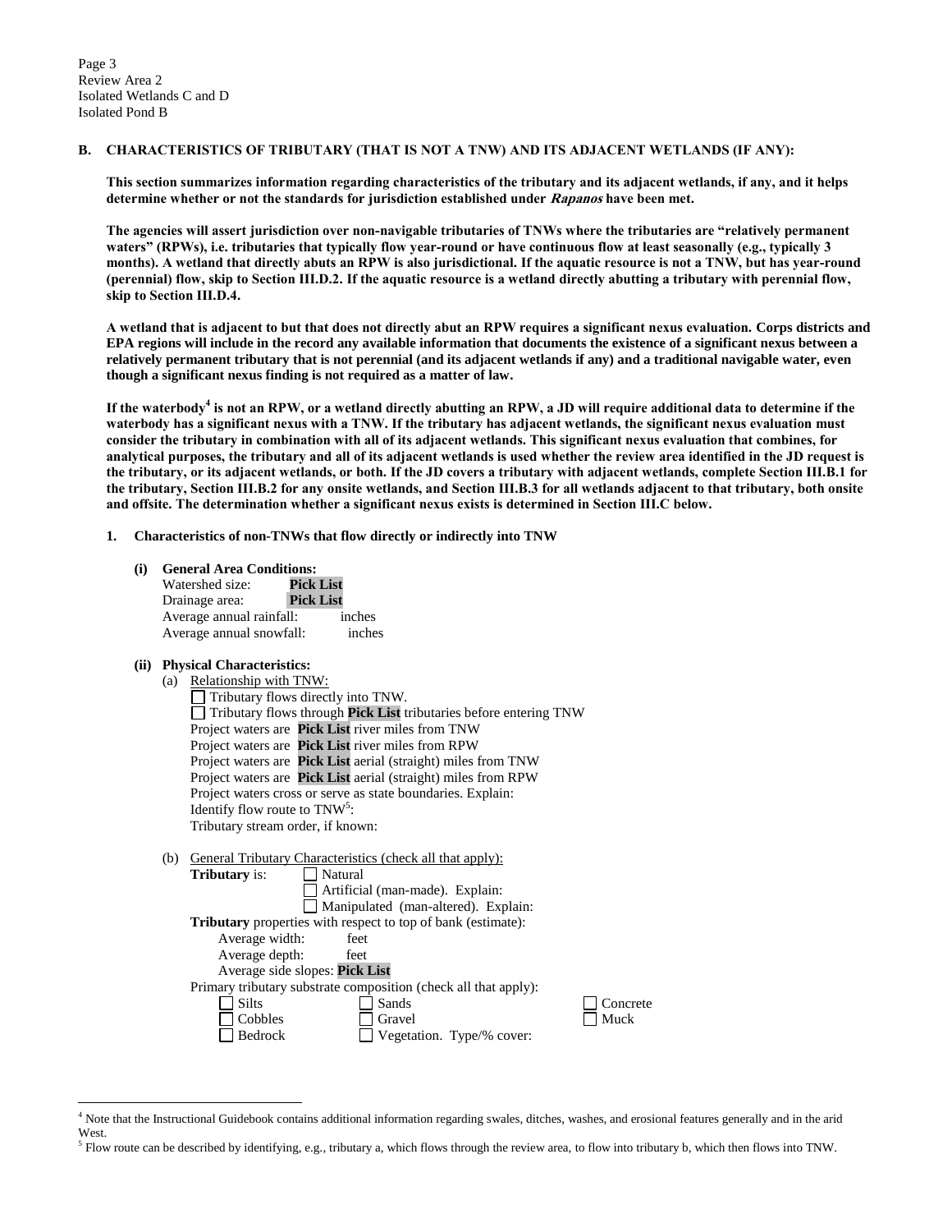Page 3
Review Area 2
Isolated Wetlands C and D
Isolated Pond B

**B. CHARACTERISTICS OF TRIBUTARY (THAT IS NOT A TNW) AND ITS ADJACENT WETLANDS (IF ANY):**

**This section summarizes information regarding characteristics of the tributary and its adjacent wetlands, if any, and it helps determine whether or not the standards for jurisdiction established under *Rapanos* have been met.**

**The agencies will assert jurisdiction over non-navigable tributaries of TNWs where the tributaries are "relatively permanent waters" (RPWs), i.e. tributaries that typically flow year-round or have continuous flow at least seasonally (e.g., typically 3 months). A wetland that directly abuts an RPW is also jurisdictional. If the aquatic resource is not a TNW, but has year-round (perennial) flow, skip to Section III.D.2. If the aquatic resource is a wetland directly abutting a tributary with perennial flow, skip to Section III.D.4.**

**A wetland that is adjacent to but that does not directly abut an RPW requires a significant nexus evaluation. Corps districts and EPA regions will include in the record any available information that documents the existence of a significant nexus between a relatively permanent tributary that is not perennial (and its adjacent wetlands if any) and a traditional navigable water, even though a significant nexus finding is not required as a matter of law.**

**If the waterbody[4] is not an RPW, or a wetland directly abutting an RPW, a JD will require additional data to determine if the waterbody has a significant nexus with a TNW. If the tributary has adjacent wetlands, the significant nexus evaluation must consider the tributary in combination with all of its adjacent wetlands. This significant nexus evaluation that combines, for analytical purposes, the tributary and all of its adjacent wetlands is used whether the review area identified in the JD request is the tributary, or its adjacent wetlands, or both. If the JD covers a tributary with adjacent wetlands, complete Section III.B.1 for the tributary, Section III.B.2 for any onsite wetlands, and Section III.B.3 for all wetlands adjacent to that tributary, both onsite and offsite. The determination whether a significant nexus exists is determined in Section III.C below.**

**1. Characteristics of non-TNWs that flow directly or indirectly into TNW**

**(i) General Area Conditions:**

Watershed size: **Pick List**
Drainage area: **Pick List**
Average annual rainfall: inches
Average annual snowfall: inches

**(ii) Physical Characteristics:**

(a) Relationship with TNW:

☐ Tributary flows directly into TNW.
☐ Tributary flows through **Pick List** tributaries before entering TNW

Project waters are **Pick List** river miles from TNW
Project waters are **Pick List** river miles from RPW
Project waters are **Pick List** aerial (straight) miles from TNW
Project waters are **Pick List** aerial (straight) miles from RPW
Project waters cross or serve as state boundaries. Explain:
Identify flow route to TNW[5]:
Tributary stream order, if known:

(b) General Tributary Characteristics (check all that apply):

**Tributary** is: ☐ Natural
☐ Artificial (man-made). Explain:
☐ Manipulated (man-altered). Explain:

**Tributary** properties with respect to top of bank (estimate):
Average width: feet
Average depth: feet
Average side slopes: **Pick List**

Primary tributary substrate composition (check all that apply):

☐ Silts ☐ Sands ☐ Concrete
☐ Cobbles ☐ Gravel ☐ Muck
☐ Bedrock ☐ Vegetation. Type/% cover:

[4] Note that the Instructional Guidebook contains additional information regarding swales, ditches, washes, and erosional features generally and in the arid West.

[5] Flow route can be described by identifying, e.g., tributary a, which flows through the review area, to flow into tributary b, which then flows into TNW.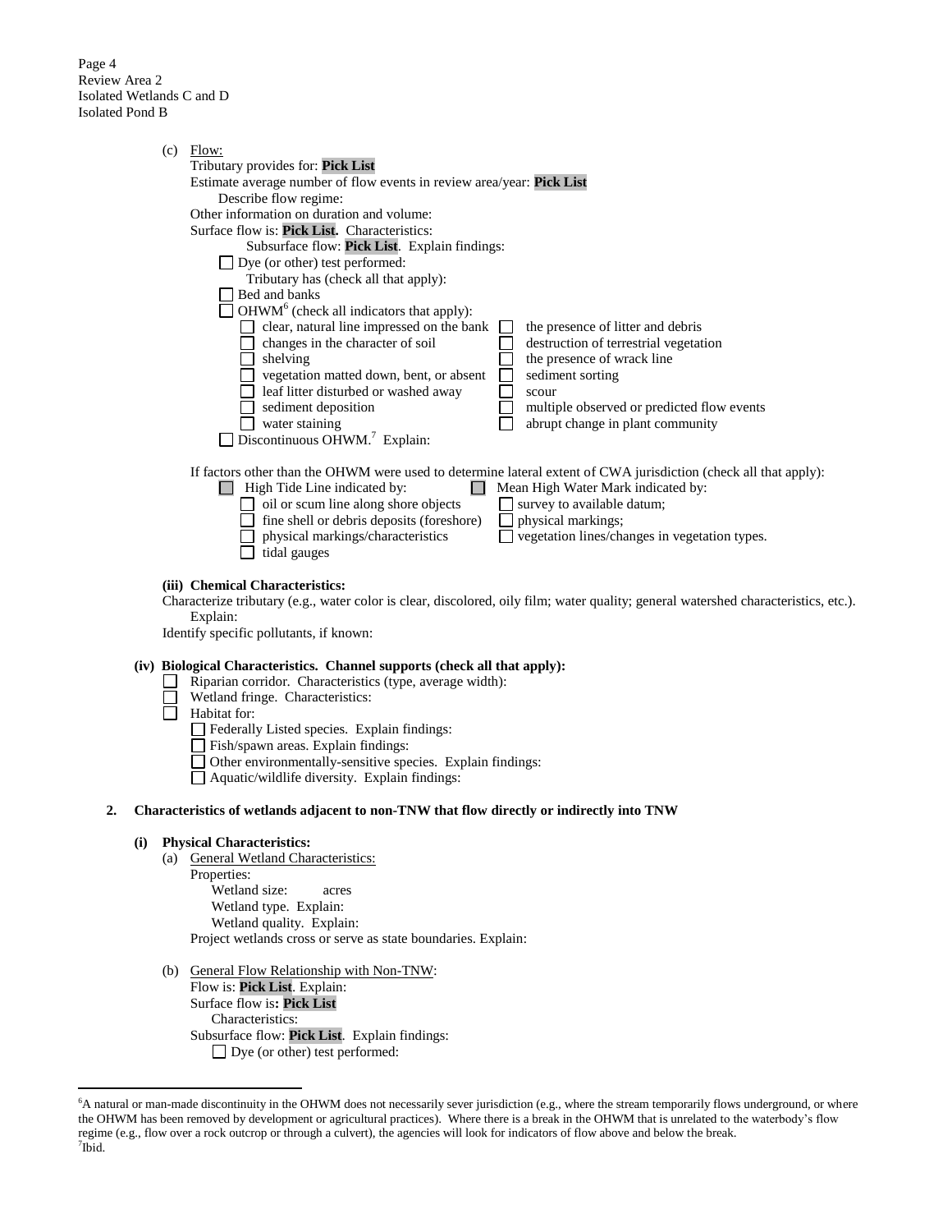Page 4
Review Area 2
Isolated Wetlands C and D
Isolated Pond B

(c) Flow:
Tributary provides for: **Pick List**
Estimate average number of flow events in review area/year: **Pick List**
Describe flow regime:
Other information on duration and volume:
Surface flow is: **Pick List**. Characteristics:
Subsurface flow: **Pick List**. Explain findings:
☐ Dye (or other) test performed:
Tributary has (check all that apply):
☐ Bed and banks
☐ OHWM[6] (check all indicators that apply):
☐ clear, natural line impressed on the bank
☐ changes in the character of soil
☐ shelving
☐ vegetation matted down, bent, or absent
☐ leaf litter disturbed or washed away
☐ sediment deposition
☐ water staining
☐ the presence of litter and debris
☐ destruction of terrestrial vegetation
☐ the presence of wrack line
☐ sediment sorting
☐ scour
☐ multiple observed or predicted flow events
☐ abrupt change in plant community
☐ Discontinuous OHWM.[7] Explain:

If factors other than the OHWM were used to determine lateral extent of CWA jurisdiction (check all that apply):
☐ High Tide Line indicated by:
☐ oil or scum line along shore objects
☐ fine shell or debris deposits (foreshore)
☐ physical markings/characteristics
☐ tidal gauges
☐ Mean High Water Mark indicated by:
☐ survey to available datum;
☐ physical markings;
☐ vegetation lines/changes in vegetation types.

**(iii) Chemical Characteristics:**
Characterize tributary (e.g., water color is clear, discolored, oily film; water quality; general watershed characteristics, etc.).
Explain:
Identify specific pollutants, if known:

**(iv) Biological Characteristics. Channel supports (check all that apply):**
☐ Riparian corridor. Characteristics (type, average width):
☐ Wetland fringe. Characteristics:
☐ Habitat for:
☐ Federally Listed species. Explain findings:
☐ Fish/spawn areas. Explain findings:
☐ Other environmentally-sensitive species. Explain findings:
☐ Aquatic/wildlife diversity. Explain findings:

**2. Characteristics of wetlands adjacent to non-TNW that flow directly or indirectly into TNW**

**(i) Physical Characteristics:**
(a) General Wetland Characteristics:
Properties:
Wetland size: acres
Wetland type. Explain:
Wetland quality. Explain:
Project wetlands cross or serve as state boundaries. Explain:

(b) General Flow Relationship with Non-TNW:
Flow is: **Pick List**. Explain:
Surface flow is**: Pick List**
Characteristics:
Subsurface flow: **Pick List**. Explain findings:
☐ Dye (or other) test performed:

[6]A natural or man-made discontinuity in the OHWM does not necessarily sever jurisdiction (e.g., where the stream temporarily flows underground, or where the OHWM has been removed by development or agricultural practices). Where there is a break in the OHWM that is unrelated to the waterbody's flow regime (e.g., flow over a rock outcrop or through a culvert), the agencies will look for indicators of flow above and below the break.
[7]Ibid.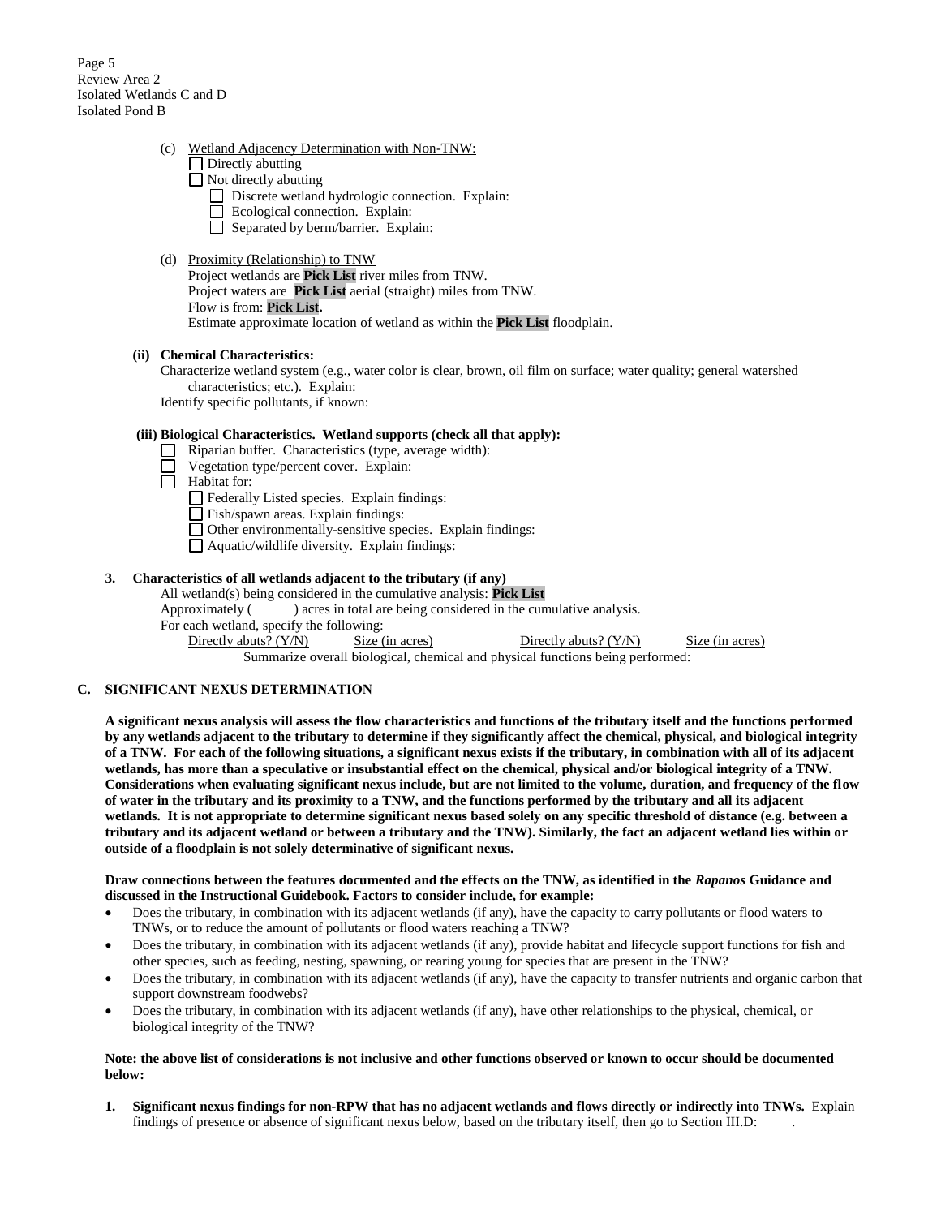Page 5
Review Area 2
Isolated Wetlands C and D
Isolated Pond B

(c) Wetland Adjacency Determination with Non-TNW:

- ☐ Directly abutting
- ☐ Not directly abutting
  - ☐ Discrete wetland hydrologic connection. Explain:
  - ☐ Ecological connection. Explain:
  - ☐ Separated by berm/barrier. Explain:

(d) Proximity (Relationship) to TNW

Project wetlands are **Pick List** river miles from TNW.
Project waters are **Pick List** aerial (straight) miles from TNW.
Flow is from: **Pick List.**
Estimate approximate location of wetland as within the **Pick List** floodplain.

**(ii) Chemical Characteristics:**

Characterize wetland system (e.g., water color is clear, brown, oil film on surface; water quality; general watershed characteristics; etc.). Explain:
Identify specific pollutants, if known:

**(iii) Biological Characteristics. Wetland supports (check all that apply):**

- ☐ Riparian buffer. Characteristics (type, average width):
- ☐ Vegetation type/percent cover. Explain:
- ☐ Habitat for:
  - ☐ Federally Listed species. Explain findings:
  - ☐ Fish/spawn areas. Explain findings:
  - ☐ Other environmentally-sensitive species. Explain findings:
  - ☐ Aquatic/wildlife diversity. Explain findings:

**3. Characteristics of all wetlands adjacent to the tributary (if any)**

All wetland(s) being considered in the cumulative analysis: **Pick List**
Approximately ( ) acres in total are being considered in the cumulative analysis.
For each wetland, specify the following:

| Directly abuts? (Y/N) | Size (in acres) | Directly abuts? (Y/N) | Size (in acres) |
|---|---|---|---|

Summarize overall biological, chemical and physical functions being performed:

## C. SIGNIFICANT NEXUS DETERMINATION

**A significant nexus analysis will assess the flow characteristics and functions of the tributary itself and the functions performed by any wetlands adjacent to the tributary to determine if they significantly affect the chemical, physical, and biological integrity of a TNW. For each of the following situations, a significant nexus exists if the tributary, in combination with all of its adjacent wetlands, has more than a speculative or insubstantial effect on the chemical, physical and/or biological integrity of a TNW. Considerations when evaluating significant nexus include, but are not limited to the volume, duration, and frequency of the flow of water in the tributary and its proximity to a TNW, and the functions performed by the tributary and all its adjacent wetlands. It is not appropriate to determine significant nexus based solely on any specific threshold of distance (e.g. between a tributary and its adjacent wetland or between a tributary and the TNW). Similarly, the fact an adjacent wetland lies within or outside of a floodplain is not solely determinative of significant nexus.**

**Draw connections between the features documented and the effects on the TNW, as identified in the *Rapanos* Guidance and discussed in the Instructional Guidebook. Factors to consider include, for example:**

- Does the tributary, in combination with its adjacent wetlands (if any), have the capacity to carry pollutants or flood waters to TNWs, or to reduce the amount of pollutants or flood waters reaching a TNW?
- Does the tributary, in combination with its adjacent wetlands (if any), provide habitat and lifecycle support functions for fish and other species, such as feeding, nesting, spawning, or rearing young for species that are present in the TNW?
- Does the tributary, in combination with its adjacent wetlands (if any), have the capacity to transfer nutrients and organic carbon that support downstream foodwebs?
- Does the tributary, in combination with its adjacent wetlands (if any), have other relationships to the physical, chemical, or biological integrity of the TNW?

**Note: the above list of considerations is not inclusive and other functions observed or known to occur should be documented below:**

**1. Significant nexus findings for non-RPW that has no adjacent wetlands and flows directly or indirectly into TNWs.** Explain findings of presence or absence of significant nexus below, based on the tributary itself, then go to Section III.D: .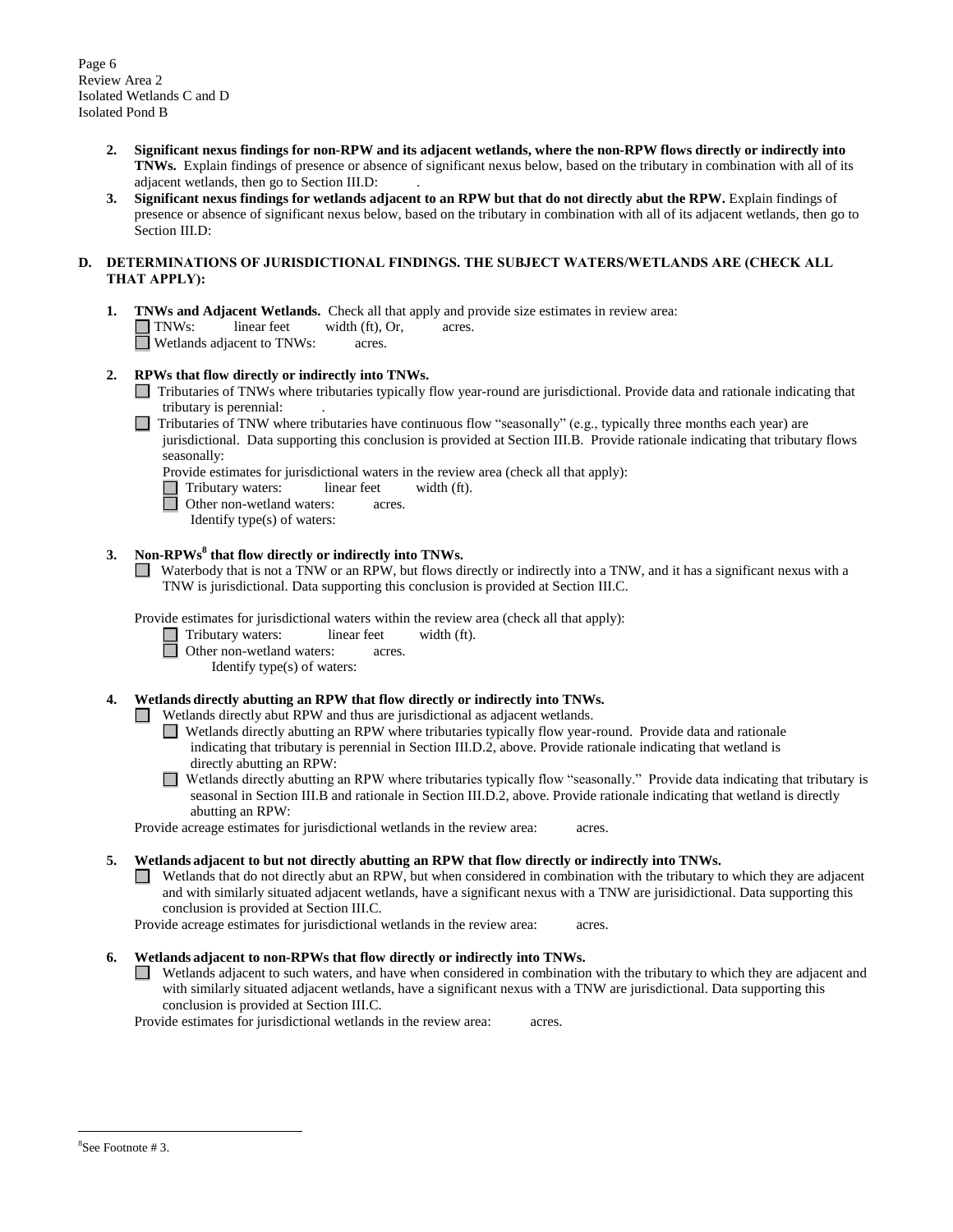2. **Significant nexus findings for non-RPW and its adjacent wetlands, where the non-RPW flows directly or indirectly into TNWs.** Explain findings of presence or absence of significant nexus below, based on the tributary in combination with all of its adjacent wetlands, then go to Section III.D: .
3. **Significant nexus findings for wetlands adjacent to an RPW but that do not directly abut the RPW.** Explain findings of presence or absence of significant nexus below, based on the tributary in combination with all of its adjacent wetlands, then go to Section III.D:

## D. DETERMINATIONS OF JURISDICTIONAL FINDINGS. THE SUBJECT WATERS/WETLANDS ARE (CHECK ALL THAT APPLY):

1. **TNWs and Adjacent Wetlands.** Check all that apply and provide size estimates in review area:
   - ☐ TNWs: linear feet width (ft), Or, acres.
   - ☐ Wetlands adjacent to TNWs: acres.

2. **RPWs that flow directly or indirectly into TNWs.**
   - ☐ Tributaries of TNWs where tributaries typically flow year-round are jurisdictional. Provide data and rationale indicating that tributary is perennial: .
   - ☐ Tributaries of TNW where tributaries have continuous flow "seasonally" (e.g., typically three months each year) are jurisdictional. Data supporting this conclusion is provided at Section III.B. Provide rationale indicating that tributary flows seasonally:

   Provide estimates for jurisdictional waters in the review area (check all that apply):
   - ☐ Tributary waters: linear feet width (ft).
   - ☐ Other non-wetland waters: acres.
     Identify type(s) of waters:

3. **Non-RPWs[8] that flow directly or indirectly into TNWs.**
   - ☐ Waterbody that is not a TNW or an RPW, but flows directly or indirectly into a TNW, and it has a significant nexus with a TNW is jurisdictional. Data supporting this conclusion is provided at Section III.C.

   Provide estimates for jurisdictional waters within the review area (check all that apply):
   - ☐ Tributary waters: linear feet width (ft).
   - ☐ Other non-wetland waters: acres.
     Identify type(s) of waters:

4. **Wetlands directly abutting an RPW that flow directly or indirectly into TNWs.**
   - ☐ Wetlands directly abut RPW and thus are jurisdictional as adjacent wetlands.
     - ☐ Wetlands directly abutting an RPW where tributaries typically flow year-round. Provide data and rationale indicating that tributary is perennial in Section III.D.2, above. Provide rationale indicating that wetland is directly abutting an RPW:
     - ☐ Wetlands directly abutting an RPW where tributaries typically flow "seasonally." Provide data indicating that tributary is seasonal in Section III.B and rationale in Section III.D.2, above. Provide rationale indicating that wetland is directly abutting an RPW:

   Provide acreage estimates for jurisdictional wetlands in the review area: acres.

5. **Wetlands adjacent to but not directly abutting an RPW that flow directly or indirectly into TNWs.**
   - ☐ Wetlands that do not directly abut an RPW, but when considered in combination with the tributary to which they are adjacent and with similarly situated adjacent wetlands, have a significant nexus with a TNW are jurisidictional. Data supporting this conclusion is provided at Section III.C.

   Provide acreage estimates for jurisdictional wetlands in the review area: acres.

6. **Wetlands adjacent to non-RPWs that flow directly or indirectly into TNWs.**
   - ☐ Wetlands adjacent to such waters, and have when considered in combination with the tributary to which they are adjacent and with similarly situated adjacent wetlands, have a significant nexus with a TNW are jurisdictional. Data supporting this conclusion is provided at Section III.C.

   Provide estimates for jurisdictional wetlands in the review area: acres.

---

[8] See Footnote # 3.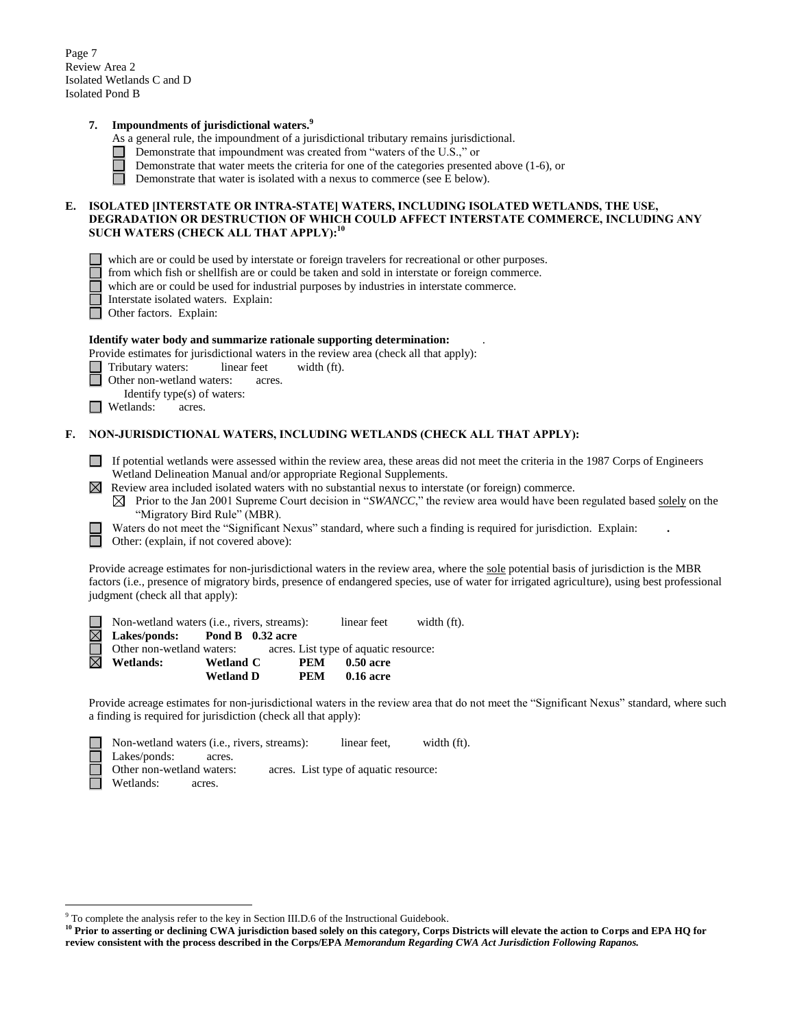Review Area 2
Isolated Wetlands C and D
Isolated Pond B

**7. Impoundments of jurisdictional waters.**[9]

As a general rule, the impoundment of a jurisdictional tributary remains jurisdictional.

☐ Demonstrate that impoundment was created from "waters of the U.S.," or
☐ Demonstrate that water meets the criteria for one of the categories presented above (1-6), or
☐ Demonstrate that water is isolated with a nexus to commerce (see E below).

**E. ISOLATED [INTERSTATE OR INTRA-STATE] WATERS, INCLUDING ISOLATED WETLANDS, THE USE, DEGRADATION OR DESTRUCTION OF WHICH COULD AFFECT INTERSTATE COMMERCE, INCLUDING ANY SUCH WATERS (CHECK ALL THAT APPLY):**[10]

☐ which are or could be used by interstate or foreign travelers for recreational or other purposes.
☐ from which fish or shellfish are or could be taken and sold in interstate or foreign commerce.
☐ which are or could be used for industrial purposes by industries in interstate commerce.
☐ Interstate isolated waters. Explain:
☐ Other factors. Explain:

**Identify water body and summarize rationale supporting determination:** .

Provide estimates for jurisdictional waters in the review area (check all that apply):

☐ Tributary waters: linear feet width (ft).
☐ Other non-wetland waters: acres.
  Identify type(s) of waters:
☐ Wetlands: acres.

**F. NON-JURISDICTIONAL WATERS, INCLUDING WETLANDS (CHECK ALL THAT APPLY):**

☐ If potential wetlands were assessed within the review area, these areas did not meet the criteria in the 1987 Corps of Engineers Wetland Delineation Manual and/or appropriate Regional Supplements.
☒ Review area included isolated waters with no substantial nexus to interstate (or foreign) commerce.
  ☒ Prior to the Jan 2001 Supreme Court decision in "*SWANCC*," the review area would have been regulated based solely on the "Migratory Bird Rule" (MBR).
☐ Waters do not meet the "Significant Nexus" standard, where such a finding is required for jurisdiction. Explain: **.**
☐ Other: (explain, if not covered above):

Provide acreage estimates for non-jurisdictional waters in the review area, where the sole potential basis of jurisdiction is the MBR factors (i.e., presence of migratory birds, presence of endangered species, use of water for irrigated agriculture), using best professional judgment (check all that apply):

☐ Non-wetland waters (i.e., rivers, streams): linear feet width (ft).
☒ **Lakes/ponds: Pond B 0.32 acre**
☐ Other non-wetland waters: acres. List type of aquatic resource:
☒ **Wetlands: Wetland C PEM 0.50 acre**
  **Wetland D PEM 0.16 acre**

Provide acreage estimates for non-jurisdictional waters in the review area that do not meet the "Significant Nexus" standard, where such a finding is required for jurisdiction (check all that apply):

☐ Non-wetland waters (i.e., rivers, streams): linear feet, width (ft).
☐ Lakes/ponds: acres.
☐ Other non-wetland waters: acres. List type of aquatic resource:
☐ Wetlands: acres.

---

[9] To complete the analysis refer to the key in Section III.D.6 of the Instructional Guidebook.

[10] **Prior to asserting or declining CWA jurisdiction based solely on this category, Corps Districts will elevate the action to Corps and EPA HQ for review consistent with the process described in the Corps/EPA *Memorandum Regarding CWA Act Jurisdiction Following Rapanos.***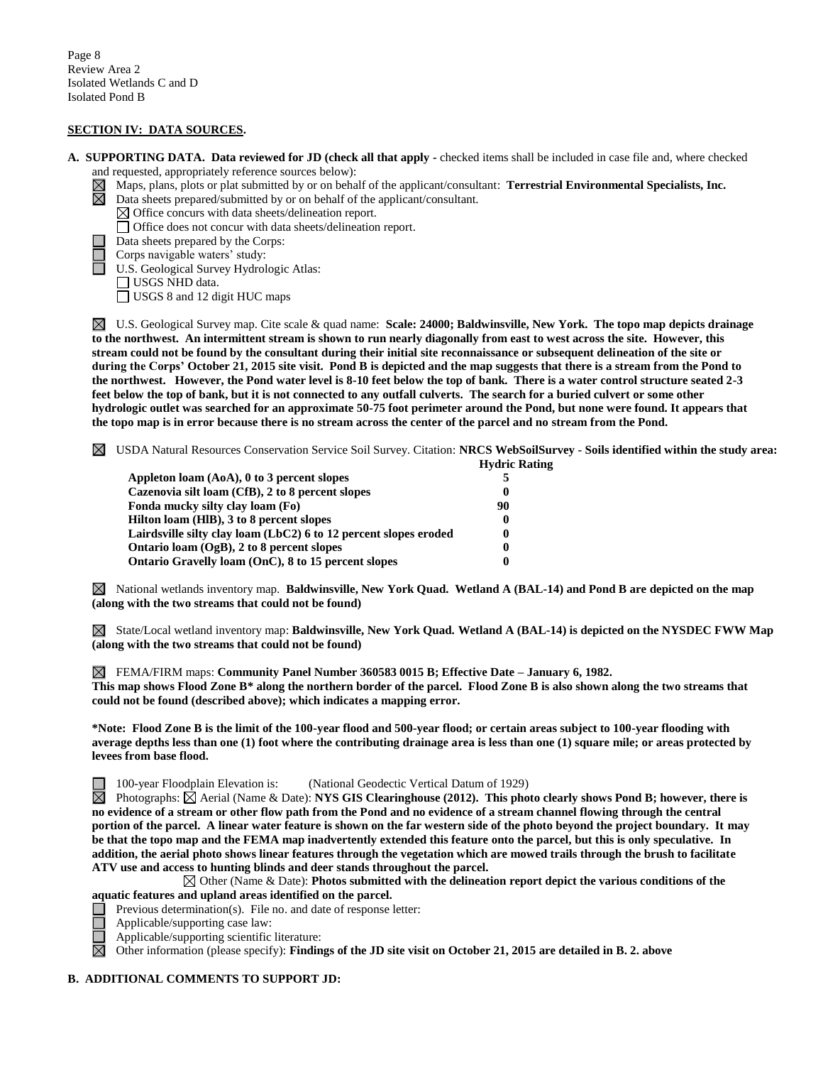Page 8
Review Area 2
Isolated Wetlands C and D
Isolated Pond B

**SECTION IV: DATA SOURCES.**

**A. SUPPORTING DATA. Data reviewed for JD (check all that apply** - checked items shall be included in case file and, where checked and requested, appropriately reference sources below):

☒ Maps, plans, plots or plat submitted by or on behalf of the applicant/consultant: **Terrestrial Environmental Specialists, Inc.**
☒ Data sheets prepared/submitted by or on behalf of the applicant/consultant.
  ☒ Office concurs with data sheets/delineation report.
  ☐ Office does not concur with data sheets/delineation report.
☐ Data sheets prepared by the Corps:
☐ Corps navigable waters' study:
☐ U.S. Geological Survey Hydrologic Atlas:
  ☐ USGS NHD data.
  ☐ USGS 8 and 12 digit HUC maps

☒ U.S. Geological Survey map. Cite scale & quad name: **Scale: 24000; Baldwinsville, New York. The topo map depicts drainage to the northwest. An intermittent stream is shown to run nearly diagonally from east to west across the site. However, this stream could not be found by the consultant during their initial site reconnaissance or subsequent delineation of the site or during the Corps' October 21, 2015 site visit. Pond B is depicted and the map suggests that there is a stream from the Pond to the northwest. However, the Pond water level is 8-10 feet below the top of bank. There is a water control structure seated 2-3 feet below the top of bank, but it is not connected to any outfall culverts. The search for a buried culvert or some other hydrologic outlet was searched for an approximate 50-75 foot perimeter around the Pond, but none were found. It appears that the topo map is in error because there is no stream across the center of the parcel and no stream from the Pond.**

☒ USDA Natural Resources Conservation Service Soil Survey. Citation: **NRCS WebSoilSurvey - Soils identified within the study area:**

| | **Hydric Rating** |
|---|---|
| **Appleton loam (AoA), 0 to 3 percent slopes** | **5** |
| **Cazenovia silt loam (CfB), 2 to 8 percent slopes** | **0** |
| **Fonda mucky silty clay loam (Fo)** | **90** |
| **Hilton loam (HlB), 3 to 8 percent slopes** | **0** |
| **Lairdsville silty clay loam (LbC2) 6 to 12 percent slopes eroded** | **0** |
| **Ontario loam (OgB), 2 to 8 percent slopes** | **0** |
| **Ontario Gravelly loam (OnC), 8 to 15 percent slopes** | **0** |

☒ National wetlands inventory map. **Baldwinsville, New York Quad. Wetland A (BAL-14) and Pond B are depicted on the map (along with the two streams that could not be found)**

☒ State/Local wetland inventory map: **Baldwinsville, New York Quad. Wetland A (BAL-14) is depicted on the NYSDEC FWW Map (along with the two streams that could not be found)**

☒ FEMA/FIRM maps: **Community Panel Number 360583 0015 B; Effective Date – January 6, 1982.**
**This map shows Flood Zone B* along the northern border of the parcel. Flood Zone B is also shown along the two streams that could not be found (described above); which indicates a mapping error.**

**\*Note: Flood Zone B is the limit of the 100-year flood and 500-year flood; or certain areas subject to 100-year flooding with average depths less than one (1) foot where the contributing drainage area is less than one (1) square mile; or areas protected by levees from base flood.**

☐ 100-year Floodplain Elevation is: (National Geodectic Vertical Datum of 1929)
☒ Photographs: ☒ Aerial (Name & Date): **NYS GIS Clearinghouse (2012). This photo clearly shows Pond B; however, there is no evidence of a stream or other flow path from the Pond and no evidence of a stream channel flowing through the central portion of the parcel. A linear water feature is shown on the far western side of the photo beyond the project boundary. It may be that the topo map and the FEMA map inadvertently extended this feature onto the parcel, but this is only speculative. In addition, the aerial photo shows linear features through the vegetation which are mowed trails through the brush to facilitate ATV use and access to hunting blinds and deer stands throughout the parcel.**
  ☒ Other (Name & Date): **Photos submitted with the delineation report depict the various conditions of the aquatic features and upland areas identified on the parcel.**
☐ Previous determination(s). File no. and date of response letter:
☐ Applicable/supporting case law:
☐ Applicable/supporting scientific literature:
☒ Other information (please specify): **Findings of the JD site visit on October 21, 2015 are detailed in B. 2. above**

**B. ADDITIONAL COMMENTS TO SUPPORT JD:**